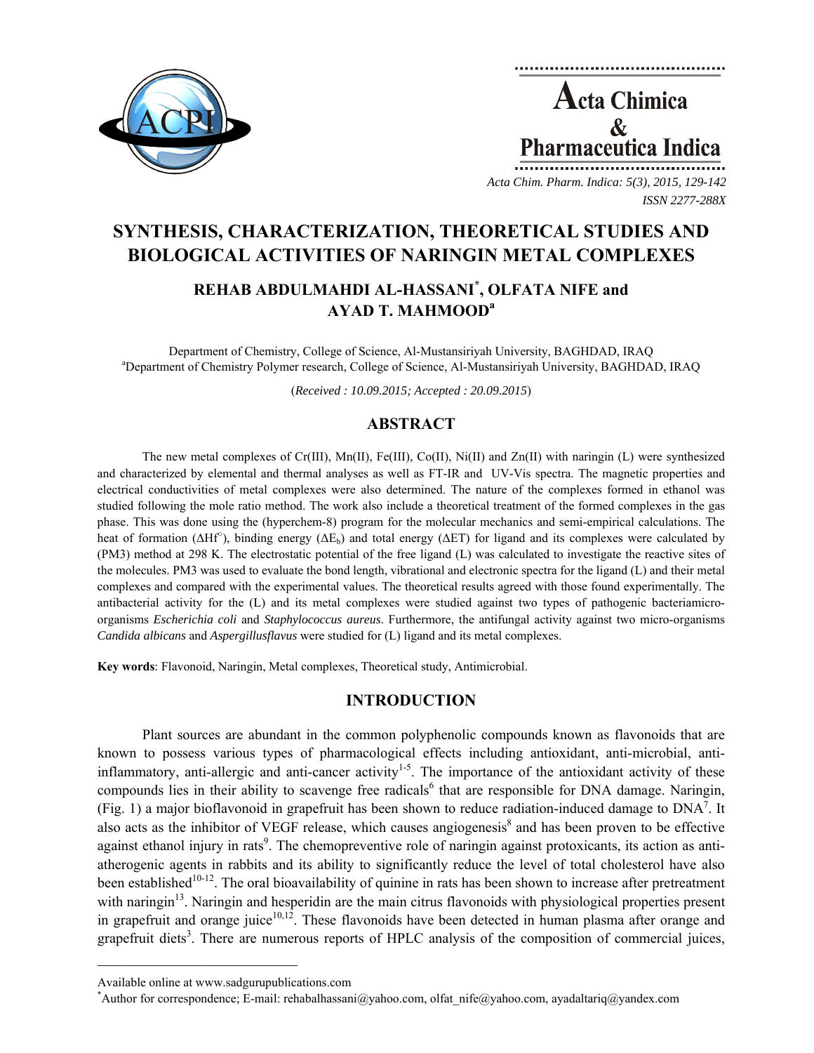# SYNTHESIS, CHARACTERIZATION, THEORETICAL STUDIES AND BIOLOGICAL ACTIVITIES OF NARINGIN METAL COMPLEXES

**REHAB ABDULMAHDI AL-HASSANI*, OLFATA NIFE and AYAD T. MAHMOOD[a]**

Department of Chemistry, College of Science, Al-Mustansiriyah University, BAGHDAD, IRAQ
[a]Department of Chemistry Polymer research, College of Science, Al-Mustansiriyah University, BAGHDAD, IRAQ

(*Received : 10.09.2015; Accepted : 20.09.2015*)

## ABSTRACT

The new metal complexes of Cr(III), Mn(II), Fe(III), Co(II), Ni(II) and Zn(II) with naringin (L) were synthesized and characterized by elemental and thermal analyses as well as FT-IR and UV-Vis spectra. The magnetic properties and electrical conductivities of metal complexes were also determined. The nature of the complexes formed in ethanol was studied following the mole ratio method. The work also include a theoretical treatment of the formed complexes in the gas phase. This was done using the (hyperchem-8) program for the molecular mechanics and semi-empirical calculations. The heat of formation ($\Delta Hf^{\circ}$), binding energy ($\Delta E_b$) and total energy ($\Delta ET$) for ligand and its complexes were calculated by (PM3) method at 298 K. The electrostatic potential of the free ligand (L) was calculated to investigate the reactive sites of the molecules. PM3 was used to evaluate the bond length, vibrational and electronic spectra for the ligand (L) and their metal complexes and compared with the experimental values. The theoretical results agreed with those found experimentally. The antibacterial activity for the (L) and its metal complexes were studied against two types of pathogenic bacteriamicro-organisms *Escherichia coli* and *Staphylococcus aureus*. Furthermore, the antifungal activity against two micro-organisms *Candida albicans* and *Aspergillusflavus* were studied for (L) ligand and its metal complexes.

**Key words**: Flavonoid, Naringin, Metal complexes, Theoretical study, Antimicrobial.

## INTRODUCTION

Plant sources are abundant in the common polyphenolic compounds known as flavonoids that are known to possess various types of pharmacological effects including antioxidant, anti-microbial, anti-inflammatory, anti-allergic and anti-cancer activity[1-5]. The importance of the antioxidant activity of these compounds lies in their ability to scavenge free radicals[6] that are responsible for DNA damage. Naringin, (Fig. 1) a major bioflavonoid in grapefruit has been shown to reduce radiation-induced damage to DNA[7]. It also acts as the inhibitor of VEGF release, which causes angiogenesis[8] and has been proven to be effective against ethanol injury in rats[9]. The chemopreventive role of naringin against protoxicants, its action as anti-atherogenic agents in rabbits and its ability to significantly reduce the level of total cholesterol have also been established[10-12]. The oral bioavailability of quinine in rats has been shown to increase after pretreatment with naringin[13]. Naringin and hesperidin are the main citrus flavonoids with physiological properties present in grapefruit and orange juice[10,12]. These flavonoids have been detected in human plasma after orange and grapefruit diets[3]. There are numerous reports of HPLC analysis of the composition of commercial juices,

---

Available online at www.sadgurupublications.com
*Author for correspondence; E-mail: rehabalhassani@yahoo.com, olfat_nife@yahoo.com, ayadaltariq@yandex.com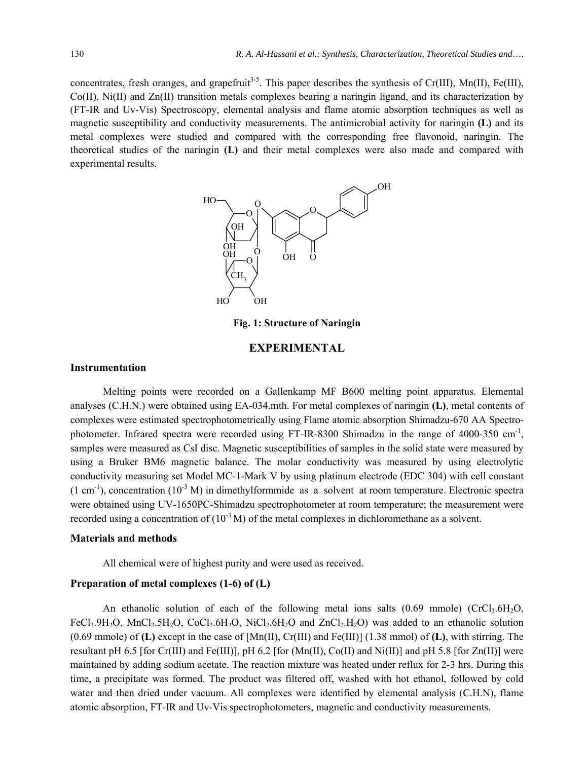concentrates, fresh oranges, and grapefruit[3-5]. This paper describes the synthesis of Cr(III), Mn(II), Fe(III), Co(II), Ni(II) and Zn(II) transition metals complexes bearing a naringin ligand, and its characterization by (FT-IR and Uv-Vis) Spectroscopy, elemental analysis and flame atomic absorption techniques as well as magnetic susceptibility and conductivity measurements. The antimicrobial activity for naringin **(L)** and its metal complexes were studied and compared with the corresponding free flavonoid, naringin. The theoretical studies of the naringin **(L)** and their metal complexes were also made and compared with experimental results.

**Fig. 1: Structure of Naringin**

## EXPERIMENTAL

### Instrumentation

Melting points were recorded on a Gallenkamp MF B600 melting point apparatus. Elemental analyses (C.H.N.) were obtained using EA-034.mth. For metal complexes of naringin **(L)**, metal contents of complexes were estimated spectrophotometrically using Flame atomic absorption Shimadzu-670 AA Spectrophotometer. Infrared spectra were recorded using FT-IR-8300 Shimadzu in the range of 4000-350 $cm^{-1}$, samples were measured as CsI disc. Magnetic susceptibilities of samples in the solid state were measured by using a Bruker BM6 magnetic balance. The molar conductivity was measured by using electrolytic conductivity measuring set Model MC-1-Mark V by using platinum electrode (EDC 304) with cell constant (1 $cm^{-1}$), concentration ($10^{-3}$ M) in dimethylformmide as a solvent at room temperature. Electronic spectra were obtained using UV-1650PC-Shimadzu spectrophotometer at room temperature; the measurement were recorded using a concentration of ($10^{-3}$ M) of the metal complexes in dichloromethane as a solvent.

### Materials and methods

All chemical were of highest purity and were used as received.

### Preparation of metal complexes (1-6) of (L)

An ethanolic solution of each of the following metal ions salts (0.69 mmole) ($CrCl_3.6H_2O$, $FeCl_3.9H_2O$, $MnCl_2.5H_2O$, $CoCl_2.6H_2O$, $NiCl_2.6H_2O$ and $ZnCl_2.H_2O$) was added to an ethanolic solution (0.69 mmole) of **(L)** except in the case of [Mn(II), Cr(III) and Fe(III)] (1.38 mmol) of **(L)**, with stirring. The resultant pH 6.5 [for Cr(III) and Fe(III)], pH 6.2 [for (Mn(II), Co(II) and Ni(II)] and pH 5.8 [for Zn(II)] were maintained by adding sodium acetate. The reaction mixture was heated under reflux for 2-3 hrs. During this time, a precipitate was formed. The product was filtered off, washed with hot ethanol, followed by cold water and then dried under vacuum. All complexes were identified by elemental analysis (C.H.N), flame atomic absorption, FT-IR and Uv-Vis spectrophotometers, magnetic and conductivity measurements.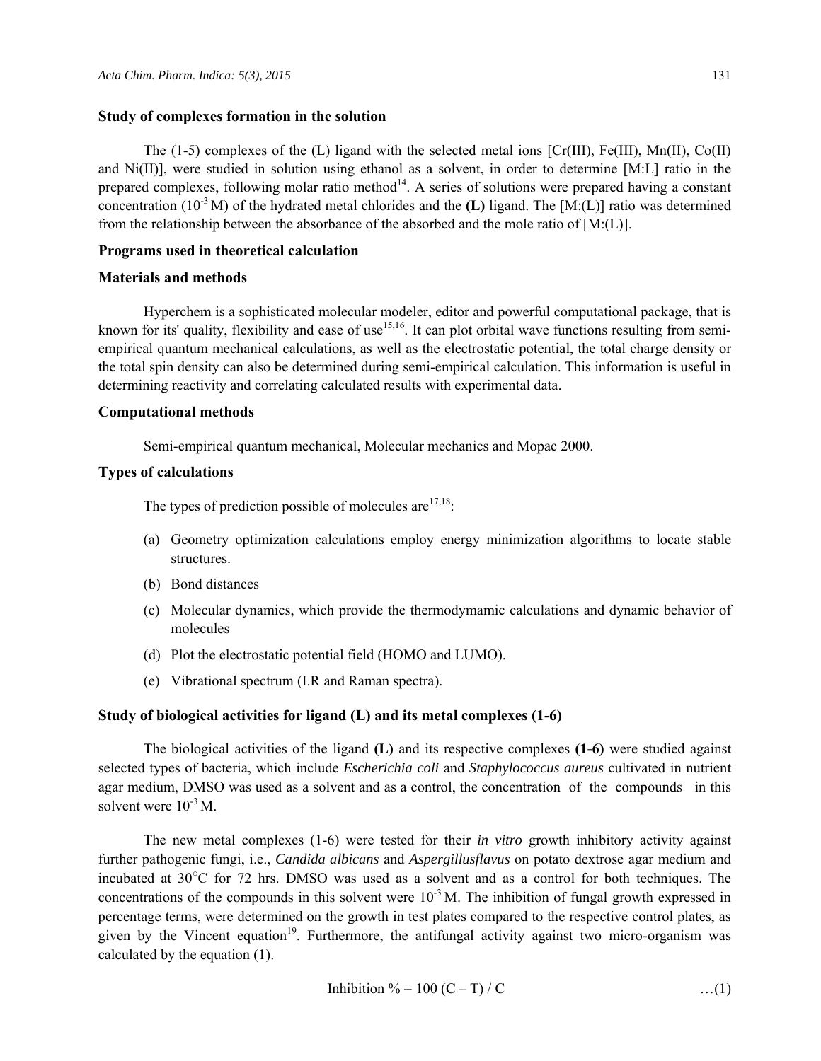### Study of complexes formation in the solution

The (1-5) complexes of the (L) ligand with the selected metal ions [Cr(III), Fe(III), Mn(II), Co(II) and Ni(II)], were studied in solution using ethanol as a solvent, in order to determine [M:L] ratio in the prepared complexes, following molar ratio method[14]. A series of solutions were prepared having a constant concentration ($10^{-3}$ M) of the hydrated metal chlorides and the **(L)** ligand. The [M:(L)] ratio was determined from the relationship between the absorbance of the absorbed and the mole ratio of [M:(L)].

### Programs used in theoretical calculation

### Materials and methods

Hyperchem is a sophisticated molecular modeler, editor and powerful computational package, that is known for its' quality, flexibility and ease of use[15,16]. It can plot orbital wave functions resulting from semi-empirical quantum mechanical calculations, as well as the electrostatic potential, the total charge density or the total spin density can also be determined during semi-empirical calculation. This information is useful in determining reactivity and correlating calculated results with experimental data.

### Computational methods

Semi-empirical quantum mechanical, Molecular mechanics and Mopac 2000.

### Types of calculations

The types of prediction possible of molecules are[17,18]:

(a) Geometry optimization calculations employ energy minimization algorithms to locate stable structures.

(b) Bond distances

(c) Molecular dynamics, which provide the thermodymamic calculations and dynamic behavior of molecules

(d) Plot the electrostatic potential field (HOMO and LUMO).

(e) Vibrational spectrum (I.R and Raman spectra).

### Study of biological activities for ligand (L) and its metal complexes (1-6)

The biological activities of the ligand **(L)** and its respective complexes **(1-6)** were studied against selected types of bacteria, which include *Escherichia coli* and *Staphylococcus aureus* cultivated in nutrient agar medium, DMSO was used as a solvent and as a control, the concentration of the compounds in this solvent were $10^{-3}$ M.

The new metal complexes (1-6) were tested for their *in vitro* growth inhibitory activity against further pathogenic fungi, i.e., *Candida albicans* and *Aspergillusflavus* on potato dextrose agar medium and incubated at 30°C for 72 hrs. DMSO was used as a solvent and as a control for both techniques. The concentrations of the compounds in this solvent were $10^{-3}$ M. The inhibition of fungal growth expressed in percentage terms, were determined on the growth in test plates compared to the respective control plates, as given by the Vincent equation[19]. Furthermore, the antifungal activity against two micro-organism was calculated by the equation (1).

$$\text{Inhibition \%} = 100\,(C - T) / C \qquad \ldots(1)$$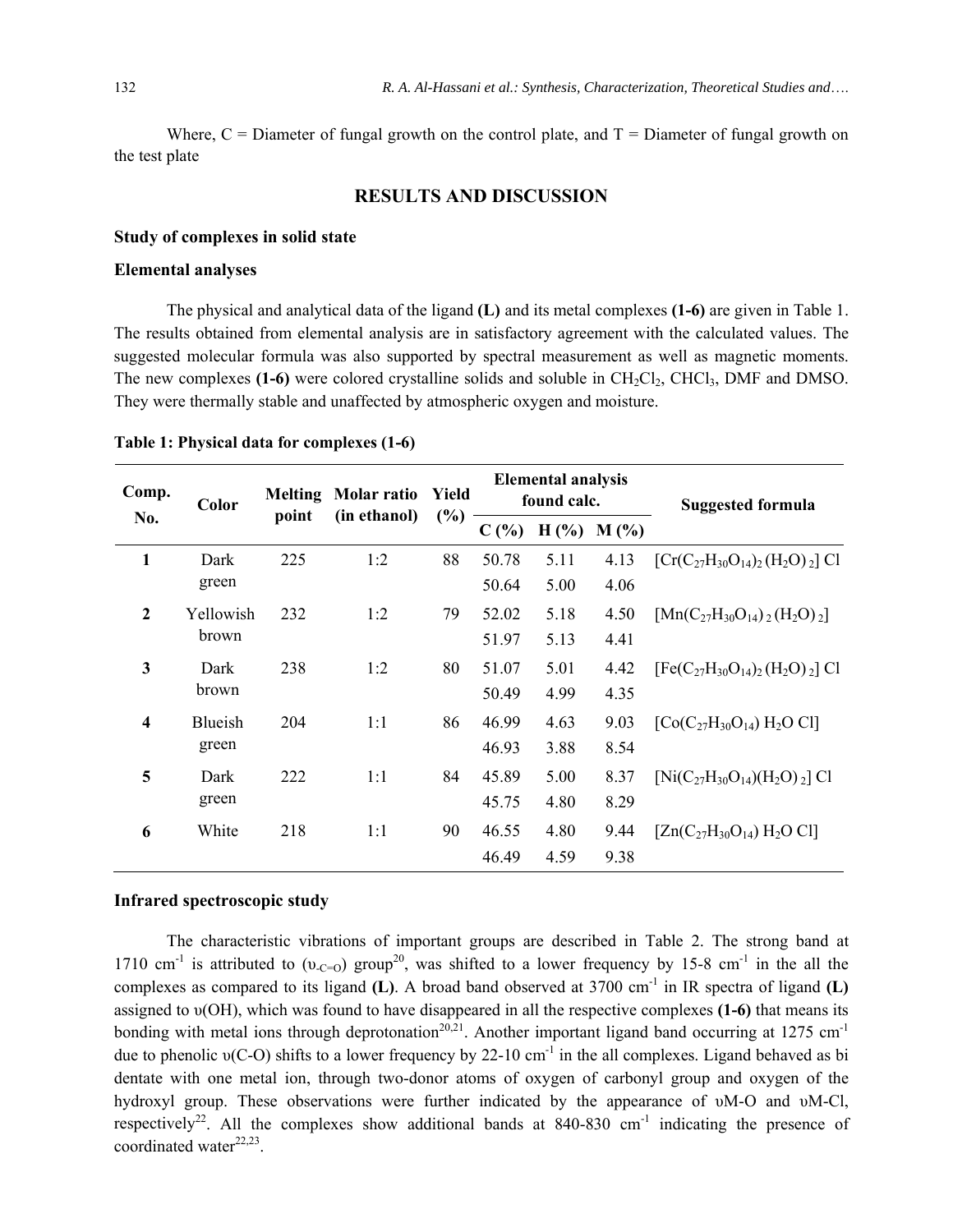Where, C = Diameter of fungal growth on the control plate, and T = Diameter of fungal growth on the test plate

## RESULTS AND DISCUSSION

### Study of complexes in solid state

### Elemental analyses

The physical and analytical data of the ligand **(L)** and its metal complexes **(1-6)** are given in Table 1. The results obtained from elemental analysis are in satisfactory agreement with the calculated values. The suggested molecular formula was also supported by spectral measurement as well as magnetic moments. The new complexes **(1-6)** were colored crystalline solids and soluble in $CH_2Cl_2$, $CHCl_3$, DMF and DMSO. They were thermally stable and unaffected by atmospheric oxygen and moisture.

**Table 1: Physical data for complexes (1-6)**

| Comp. No. | Color | Melting point | Molar ratio (in ethanol) | Yield (%) | Elemental analysis found calc. | | | Suggested formula |
|---|---|---|---|---|---|---|---|---|
| | | | | | C (%) | H (%) | M (%) | |
| 1 | Dark green | 225 | 1:2 | 88 | 50.78<br>50.64 | 5.11<br>5.00 | 4.13<br>4.06 | $[Cr(C_{27}H_{30}O_{14})_2(H_2O)_2]Cl$ |
| 2 | Yellowish brown | 232 | 1:2 | 79 | 52.02<br>51.97 | 5.18<br>5.13 | 4.50<br>4.41 | $[Mn(C_{27}H_{30}O_{14})_2(H_2O)_2]$ |
| 3 | Dark brown | 238 | 1:2 | 80 | 51.07<br>50.49 | 5.01<br>4.99 | 4.42<br>4.35 | $[Fe(C_{27}H_{30}O_{14})_2(H_2O)_2]Cl$ |
| 4 | Blueish green | 204 | 1:1 | 86 | 46.99<br>46.93 | 4.63<br>3.88 | 9.03<br>8.54 | $[Co(C_{27}H_{30}O_{14})H_2O\,Cl]$ |
| 5 | Dark green | 222 | 1:1 | 84 | 45.89<br>45.75 | 5.00<br>4.80 | 8.37<br>8.29 | $[Ni(C_{27}H_{30}O_{14})(H_2O)_2]Cl$ |
| 6 | White | 218 | 1:1 | 90 | 46.55<br>46.49 | 4.80<br>4.59 | 9.44<br>9.38 | $[Zn(C_{27}H_{30}O_{14})H_2O\,Cl]$ |

### Infrared spectroscopic study

The characteristic vibrations of important groups are described in Table 2. The strong band at 1710 $cm^{-1}$ is attributed to ($\upsilon_{-C=O}$) group[20], was shifted to a lower frequency by 15-8 $cm^{-1}$ in the all the complexes as compared to its ligand **(L)**. A broad band observed at 3700 $cm^{-1}$ in IR spectra of ligand **(L)** assigned to υ(OH), which was found to have disappeared in all the respective complexes **(1-6)** that means its bonding with metal ions through deprotonation[20,21]. Another important ligand band occurring at 1275 $cm^{-1}$ due to phenolic υ(C-O) shifts to a lower frequency by 22-10 $cm^{-1}$ in the all complexes. Ligand behaved as bi dentate with one metal ion, through two-donor atoms of oxygen of carbonyl group and oxygen of the hydroxyl group. These observations were further indicated by the appearance of υM-O and υM-Cl, respectively[22]. All the complexes show additional bands at 840-830 $cm^{-1}$ indicating the presence of coordinated water[22,23].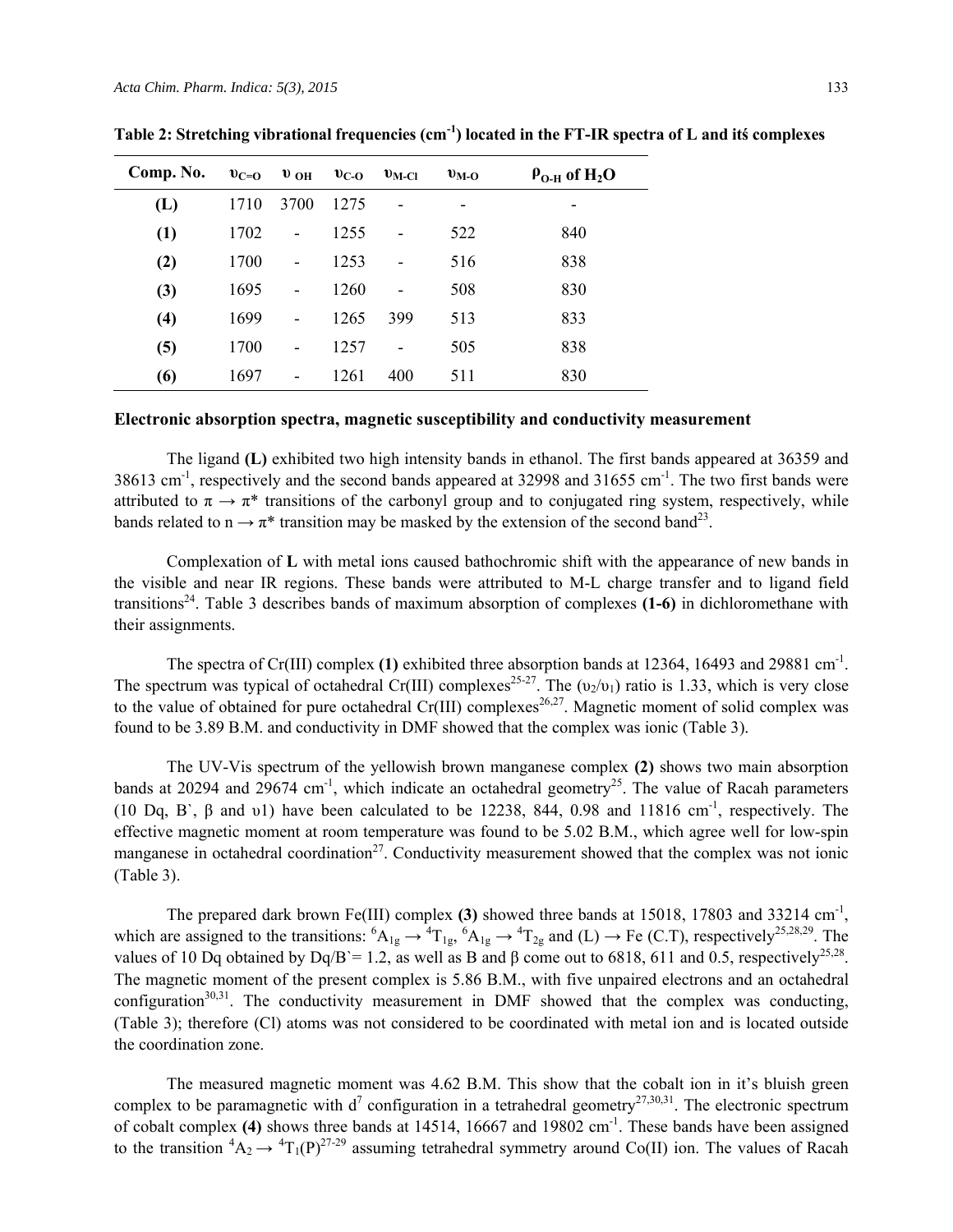**Table 2: Stretching vibrational frequencies ($cm^{-1}$) located in the FT-IR spectra of L and itś complexes**

| Comp. No. | $\upsilon_{C=O}$ | $\upsilon_{OH}$ | $\upsilon_{C-O}$ | $\upsilon_{M-Cl}$ | $\upsilon_{M-O}$ | $\rho_{O-H}$ of $H_2O$ |
|---|---|---|---|---|---|---|
| **(L)** | 1710 | 3700 | 1275 | - | - | - |
| **(1)** | 1702 | - | 1255 | - | 522 | 840 |
| **(2)** | 1700 | - | 1253 | - | 516 | 838 |
| **(3)** | 1695 | - | 1260 | - | 508 | 830 |
| **(4)** | 1699 | - | 1265 | 399 | 513 | 833 |
| **(5)** | 1700 | - | 1257 | - | 505 | 838 |
| **(6)** | 1697 | - | 1261 | 400 | 511 | 830 |

### Electronic absorption spectra, magnetic susceptibility and conductivity measurement

The ligand **(L)** exhibited two high intensity bands in ethanol. The first bands appeared at 36359 and 38613 $cm^{-1}$, respectively and the second bands appeared at 32998 and 31655 $cm^{-1}$. The two first bands were attributed to $\pi \rightarrow \pi^*$ transitions of the carbonyl group and to conjugated ring system, respectively, while bands related to $n \rightarrow \pi^*$ transition may be masked by the extension of the second band[23].

Complexation of **L** with metal ions caused bathochromic shift with the appearance of new bands in the visible and near IR regions. These bands were attributed to M-L charge transfer and to ligand field transitions[24]. Table 3 describes bands of maximum absorption of complexes **(1-6)** in dichloromethane with their assignments.

The spectra of Cr(III) complex **(1)** exhibited three absorption bands at 12364, 16493 and 29881 $cm^{-1}$. The spectrum was typical of octahedral Cr(III) complexes[25-27]. The ($\upsilon_2/\upsilon_1$) ratio is 1.33, which is very close to the value of obtained for pure octahedral Cr(III) complexes[26,27]. Magnetic moment of solid complex was found to be 3.89 B.M. and conductivity in DMF showed that the complex was ionic (Table 3).

The UV-Vis spectrum of the yellowish brown manganese complex **(2)** shows two main absorption bands at 20294 and 29674 $cm^{-1}$, which indicate an octahedral geometry[25]. The value of Racah parameters (10 Dq, B`, β and υ1) have been calculated to be 12238, 844, 0.98 and 11816 $cm^{-1}$, respectively. The effective magnetic moment at room temperature was found to be 5.02 B.M., which agree well for low-spin manganese in octahedral coordination[27]. Conductivity measurement showed that the complex was not ionic (Table 3).

The prepared dark brown Fe(III) complex **(3)** showed three bands at 15018, 17803 and 33214 $cm^{-1}$, which are assigned to the transitions: $^6A_{1g} \rightarrow {}^4T_{1g}$, $^6A_{1g} \rightarrow {}^4T_{2g}$ and (L) → Fe (C.T), respectively[25,28,29]. The values of 10 Dq obtained by Dq/B`= 1.2, as well as B and β come out to 6818, 611 and 0.5, respectively[25,28]. The magnetic moment of the present complex is 5.86 B.M., with five unpaired electrons and an octahedral configuration[30,31]. The conductivity measurement in DMF showed that the complex was conducting, (Table 3); therefore (Cl) atoms was not considered to be coordinated with metal ion and is located outside the coordination zone.

The measured magnetic moment was 4.62 B.M. This show that the cobalt ion in it's bluish green complex to be paramagnetic with $d^7$ configuration in a tetrahedral geometry[27,30,31]. The electronic spectrum of cobalt complex **(4)** shows three bands at 14514, 16667 and 19802 $cm^{-1}$. These bands have been assigned to the transition $^4A_2 \rightarrow {}^4T_1(P)$[27-29] assuming tetrahedral symmetry around Co(II) ion. The values of Racah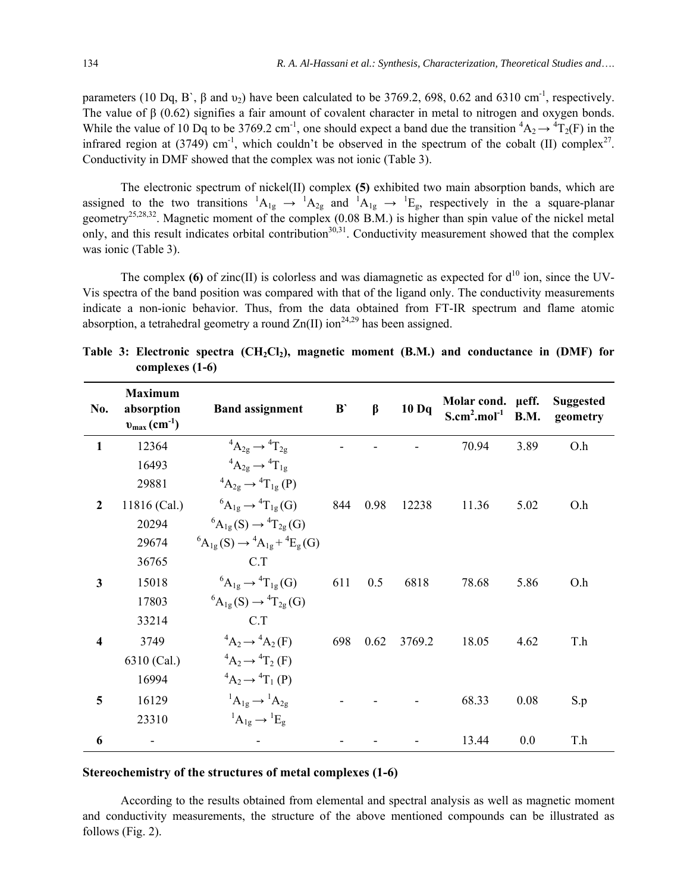parameters (10 Dq, B`, β and $\upsilon_2$) have been calculated to be 3769.2, 698, 0.62 and 6310 $cm^{-1}$, respectively. The value of β (0.62) signifies a fair amount of covalent character in metal to nitrogen and oxygen bonds. While the value of 10 Dq to be 3769.2 $cm^{-1}$, one should expect a band due the transition $^4A_2 \rightarrow {}^4T_2(F)$ in the infrared region at (3749) $cm^{-1}$, which couldn't be observed in the spectrum of the cobalt (II) complex[27]. Conductivity in DMF showed that the complex was not ionic (Table 3).

The electronic spectrum of nickel(II) complex **(5)** exhibited two main absorption bands, which are assigned to the two transitions $^1A_{1g} \rightarrow {}^1A_{2g}$ and $^1A_{1g} \rightarrow {}^1E_g$, respectively in the a square-planar geometry[25,28,32]. Magnetic moment of the complex (0.08 B.M.) is higher than spin value of the nickel metal only, and this result indicates orbital contribution[30,31]. Conductivity measurement showed that the complex was ionic (Table 3).

The complex **(6)** of zinc(II) is colorless and was diamagnetic as expected for $d^{10}$ ion, since the UV-Vis spectra of the band position was compared with that of the ligand only. The conductivity measurements indicate a non-ionic behavior. Thus, from the data obtained from FT-IR spectrum and flame atomic absorption, a tetrahedral geometry a round Zn(II) ion[24,29] has been assigned.

**Table 3: Electronic spectra ($CH_2Cl_2$), magnetic moment (B.M.) and conductance in (DMF) for complexes (1-6)**

| No. | Maximum absorption $\upsilon_{max}$ ($cm^{-1}$) | Band assignment | B` | β | 10 Dq | Molar cond. $S.cm^2.mol^{-1}$ | μeff. B.M. | Suggested geometry |
|---|---|---|---|---|---|---|---|---|
| **1** | 12364 | $^4A_{2g} \rightarrow {}^4T_{2g}$ | - | - | - | 70.94 | 3.89 | O.h |
| | 16493 | $^4A_{2g} \rightarrow {}^4T_{1g}$ | | | | | | |
| | 29881 | $^4A_{2g} \rightarrow {}^4T_{1g}(P)$ | | | | | | |
| **2** | 11816 (Cal.) | $^6A_{1g} \rightarrow {}^4T_{1g}(G)$ | 844 | 0.98 | 12238 | 11.36 | 5.02 | O.h |
| | 20294 | $^6A_{1g}(S) \rightarrow {}^4T_{2g}(G)$ | | | | | | |
| | 29674 | $^6A_{1g}(S) \rightarrow {}^4A_{1g} + {}^4E_g(G)$ | | | | | | |
| | 36765 | C.T | | | | | | |
| **3** | 15018 | $^6A_{1g} \rightarrow {}^4T_{1g}(G)$ | 611 | 0.5 | 6818 | 78.68 | 5.86 | O.h |
| | 17803 | $^6A_{1g}(S) \rightarrow {}^4T_{2g}(G)$ | | | | | | |
| | 33214 | C.T | | | | | | |
| **4** | 3749 | $^4A_2 \rightarrow {}^4A_2(F)$ | 698 | 0.62 | 3769.2 | 18.05 | 4.62 | T.h |
| | 6310 (Cal.) | $^4A_2 \rightarrow {}^4T_2(F)$ | | | | | | |
| | 16994 | $^4A_2 \rightarrow {}^4T_1(P)$ | | | | | | |
| **5** | 16129 | $^1A_{1g} \rightarrow {}^1A_{2g}$ | - | - | - | 68.33 | 0.08 | S.p |
| | 23310 | $^1A_{1g} \rightarrow {}^1E_g$ | | | | | | |
| **6** | - | - | - | - | - | 13.44 | 0.0 | T.h |

### Stereochemistry of the structures of metal complexes (1-6)

According to the results obtained from elemental and spectral analysis as well as magnetic moment and conductivity measurements, the structure of the above mentioned compounds can be illustrated as follows (Fig. 2).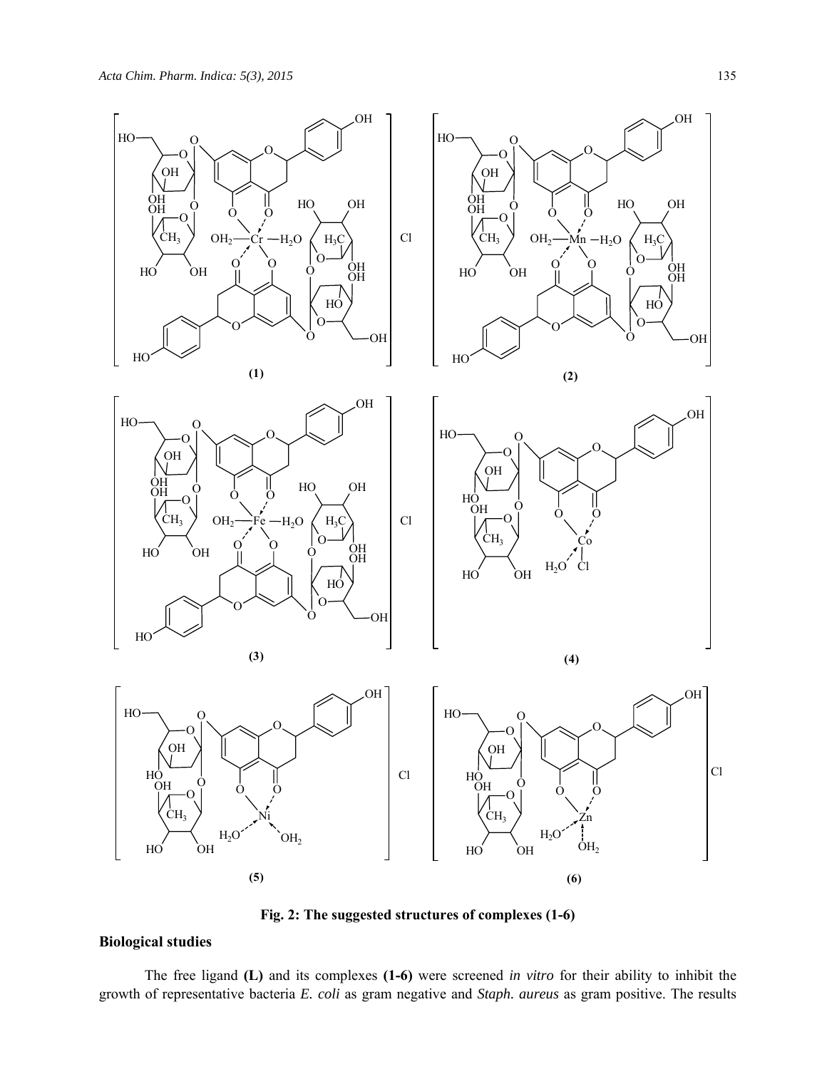**Fig. 2: The suggested structures of complexes (1-6)**

### Biological studies

The free ligand **(L)** and its complexes **(1-6)** were screened *in vitro* for their ability to inhibit the growth of representative bacteria *E. coli* as gram negative and *Staph. aureus* as gram positive. The results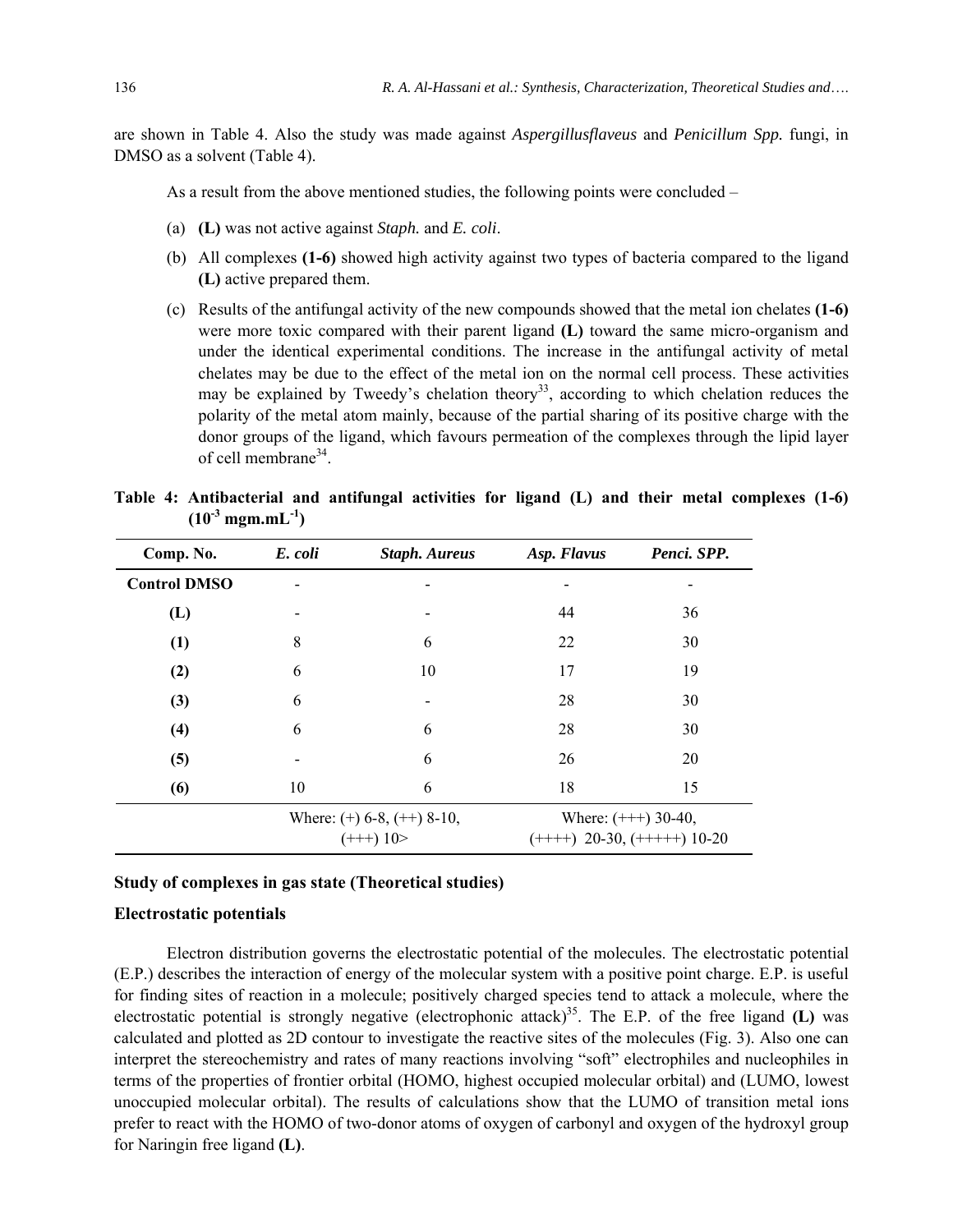are shown in Table 4. Also the study was made against *Aspergillusflaveus* and *Penicillum Spp.* fungi, in DMSO as a solvent (Table 4).

As a result from the above mentioned studies, the following points were concluded –

(a) **(L)** was not active against *Staph.* and *E. coli*.

(b) All complexes **(1-6)** showed high activity against two types of bacteria compared to the ligand **(L)** active prepared them.

(c) Results of the antifungal activity of the new compounds showed that the metal ion chelates **(1-6)** were more toxic compared with their parent ligand **(L)** toward the same micro-organism and under the identical experimental conditions. The increase in the antifungal activity of metal chelates may be due to the effect of the metal ion on the normal cell process. These activities may be explained by Tweedy's chelation theory[33], according to which chelation reduces the polarity of the metal atom mainly, because of the partial sharing of its positive charge with the donor groups of the ligand, which favours permeation of the complexes through the lipid layer of cell membrane[34].

**Table 4: Antibacterial and antifungal activities for ligand (L) and their metal complexes (1-6) ($10^{-3}$ mgm.mL$^{-1}$)**

| Comp. No. | *E. coli* | *Staph. Aureus* | *Asp. Flavus* | *Penci. SPP.* |
|---|---|---|---|---|
| **Control DMSO** | - | - | - | - |
| **(L)** | - | - | 44 | 36 |
| **(1)** | 8 | 6 | 22 | 30 |
| **(2)** | 6 | 10 | 17 | 19 |
| **(3)** | 6 | - | 28 | 30 |
| **(4)** | 6 | 6 | 28 | 30 |
| **(5)** | - | 6 | 26 | 20 |
| **(6)** | 10 | 6 | 18 | 15 |
| | Where: (+) 6-8, (++) 8-10, (+++) 10> | | Where: (+++) 30-40, (++++) 20-30, (+++++) 10-20 | |

### Study of complexes in gas state (Theoretical studies)

### Electrostatic potentials

Electron distribution governs the electrostatic potential of the molecules. The electrostatic potential (E.P.) describes the interaction of energy of the molecular system with a positive point charge. E.P. is useful for finding sites of reaction in a molecule; positively charged species tend to attack a molecule, where the electrostatic potential is strongly negative (electrophonic attack)[35]. The E.P. of the free ligand **(L)** was calculated and plotted as 2D contour to investigate the reactive sites of the molecules (Fig. 3). Also one can interpret the stereochemistry and rates of many reactions involving "soft" electrophiles and nucleophiles in terms of the properties of frontier orbital (HOMO, highest occupied molecular orbital) and (LUMO, lowest unoccupied molecular orbital). The results of calculations show that the LUMO of transition metal ions prefer to react with the HOMO of two-donor atoms of oxygen of carbonyl and oxygen of the hydroxyl group for Naringin free ligand **(L)**.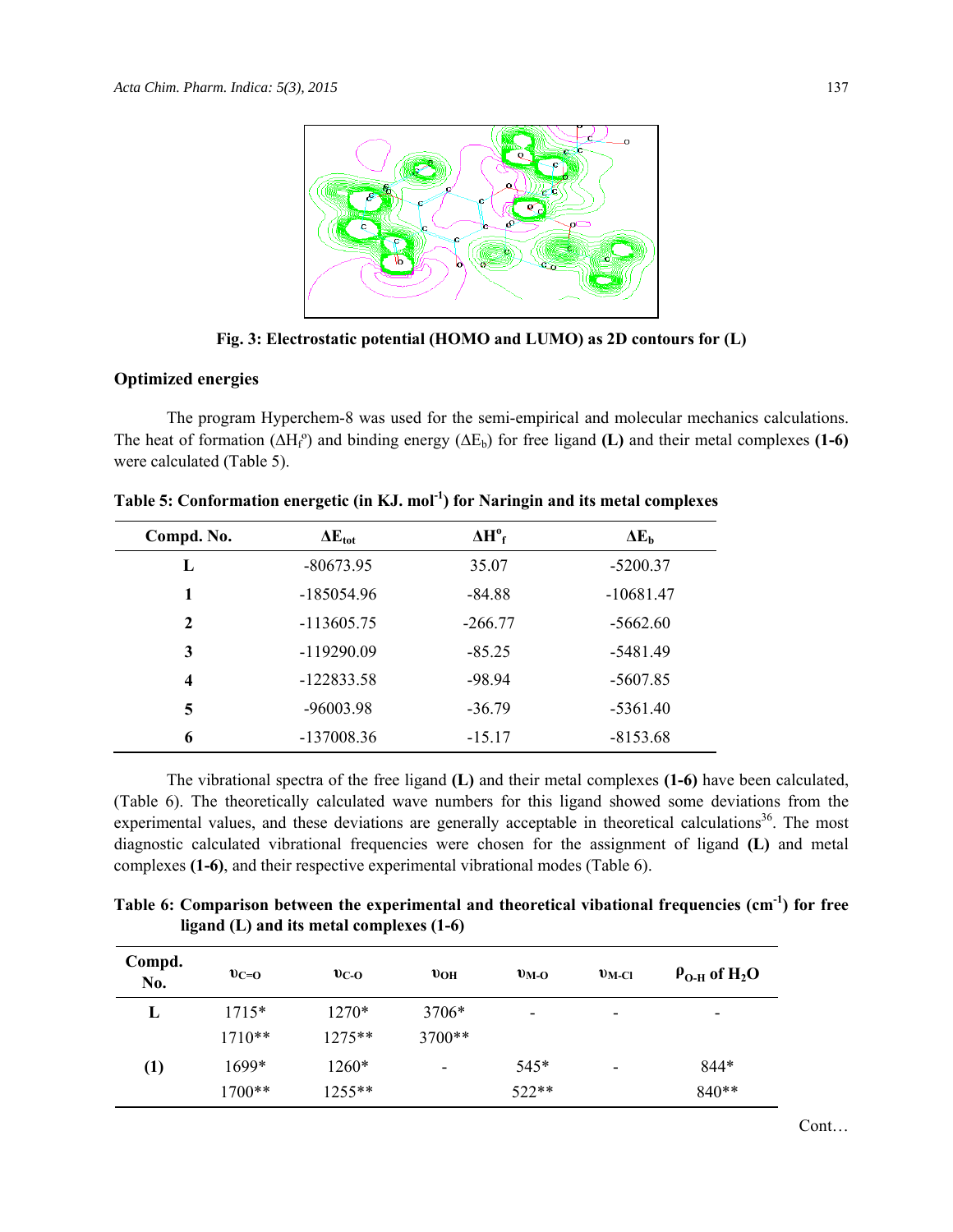Fig. 3: Electrostatic potential (HOMO and LUMO) as 2D contours for (L)

### Optimized energies

The program Hyperchem-8 was used for the semi-empirical and molecular mechanics calculations. The heat of formation ($\Delta H_f^o$) and binding energy ($\Delta E_b$) for free ligand **(L)** and their metal complexes **(1-6)** were calculated (Table 5).

**Table 5: Conformation energetic (in KJ. mol$^{-1}$) for Naringin and its metal complexes**

| Compd. No. | $\Delta E_{tot}$ | $\Delta H^o_f$ | $\Delta E_b$ |
|---|---|---|---|
| **L** | -80673.95 | 35.07 | -5200.37 |
| **1** | -185054.96 | -84.88 | -10681.47 |
| **2** | -113605.75 | -266.77 | -5662.60 |
| **3** | -119290.09 | -85.25 | -5481.49 |
| **4** | -122833.58 | -98.94 | -5607.85 |
| **5** | -96003.98 | -36.79 | -5361.40 |
| **6** | -137008.36 | -15.17 | -8153.68 |

The vibrational spectra of the free ligand **(L)** and their metal complexes **(1-6)** have been calculated, (Table 6). The theoretically calculated wave numbers for this ligand showed some deviations from the experimental values, and these deviations are generally acceptable in theoretical calculations[36]. The most diagnostic calculated vibrational frequencies were chosen for the assignment of ligand **(L)** and metal complexes **(1-6)**, and their respective experimental vibrational modes (Table 6).

**Table 6: Comparison between the experimental and theoretical vibational frequencies (cm$^{-1}$) for free ligand (L) and its metal complexes (1-6)**

| Compd. No. | $\upsilon_{C=O}$ | $\upsilon_{C-O}$ | $\upsilon_{OH}$ | $\upsilon_{M-O}$ | $\upsilon_{M-Cl}$ | $\rho_{O-H}$ of $H_2O$ |
|---|---|---|---|---|---|---|
| **L** | 1715* | 1270* | 3706* | - | - | - |
| | 1710** | 1275** | 3700** | | | |
| **(1)** | 1699* | 1260* | - | 545* | - | 844* |
| | 1700** | 1255** | | 522** | | 840** |

Cont…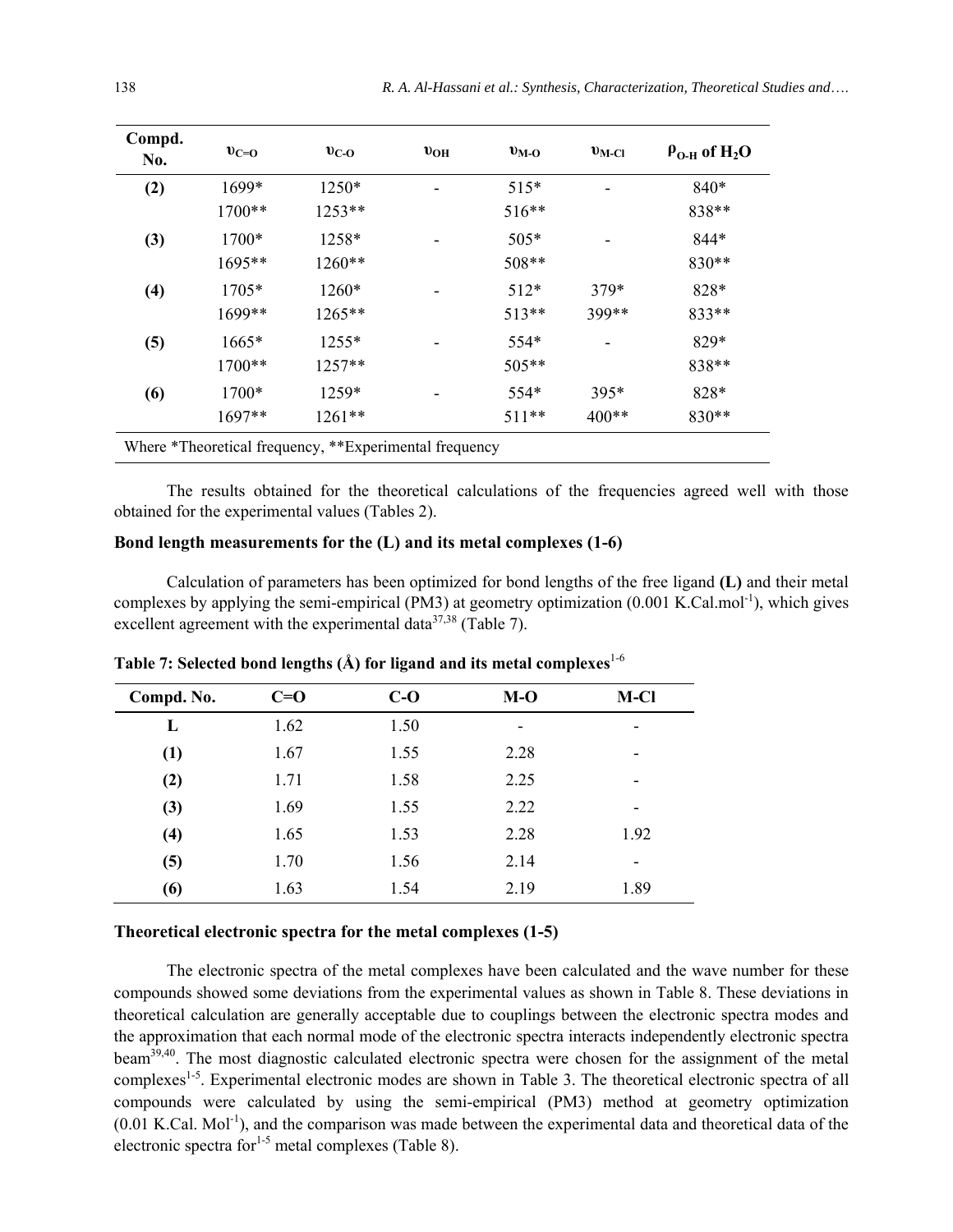| Compd. No. | $\upsilon_{C=O}$ | $\upsilon_{C-O}$ | $\upsilon_{OH}$ | $\upsilon_{M-O}$ | $\upsilon_{M-Cl}$ | $\rho_{O-H}$ of $H_2O$ |
|---|---|---|---|---|---|---|
| **(2)** | 1699*<br>1700** | 1250*<br>1253** | - | 515*<br>516** | - | 840*<br>838** |
| **(3)** | 1700*<br>1695** | 1258*<br>1260** | - | 505*<br>508** | - | 844*<br>830** |
| **(4)** | 1705*<br>1699** | 1260*<br>1265** | - | 512*<br>513** | 379*<br>399** | 828*<br>833** |
| **(5)** | 1665*<br>1700** | 1255*<br>1257** | - | 554*<br>505** | - | 829*<br>838** |
| **(6)** | 1700*<br>1697** | 1259*<br>1261** | - | 554*<br>511** | 395*<br>400** | 828*<br>830** |

Where *Theoretical frequency, **Experimental frequency

The results obtained for the theoretical calculations of the frequencies agreed well with those obtained for the experimental values (Tables 2).

### Bond length measurements for the (L) and its metal complexes (1-6)

Calculation of parameters has been optimized for bond lengths of the free ligand **(L)** and their metal complexes by applying the semi-empirical (PM3) at geometry optimization (0.001 $K.Cal.mol^{-1}$), which gives excellent agreement with the experimental data[37,38] (Table 7).

**Table 7: Selected bond lengths (Å) for ligand and its metal complexes**[1-6]

| Compd. No. | C=O | C-O | M-O | M-Cl |
|---|---|---|---|---|
| **L** | 1.62 | 1.50 | - | - |
| **(1)** | 1.67 | 1.55 | 2.28 | - |
| **(2)** | 1.71 | 1.58 | 2.25 | - |
| **(3)** | 1.69 | 1.55 | 2.22 | - |
| **(4)** | 1.65 | 1.53 | 2.28 | 1.92 |
| **(5)** | 1.70 | 1.56 | 2.14 | - |
| **(6)** | 1.63 | 1.54 | 2.19 | 1.89 |

### Theoretical electronic spectra for the metal complexes (1-5)

The electronic spectra of the metal complexes have been calculated and the wave number for these compounds showed some deviations from the experimental values as shown in Table 8. These deviations in theoretical calculation are generally acceptable due to couplings between the electronic spectra modes and the approximation that each normal mode of the electronic spectra interacts independently electronic spectra beam[39,40]. The most diagnostic calculated electronic spectra were chosen for the assignment of the metal complexes[1-5]. Experimental electronic modes are shown in Table 3. The theoretical electronic spectra of all compounds were calculated by using the semi-empirical (PM3) method at geometry optimization (0.01 K.Cal. $Mol^{-1}$), and the comparison was made between the experimental data and theoretical data of the electronic spectra for[1-5] metal complexes (Table 8).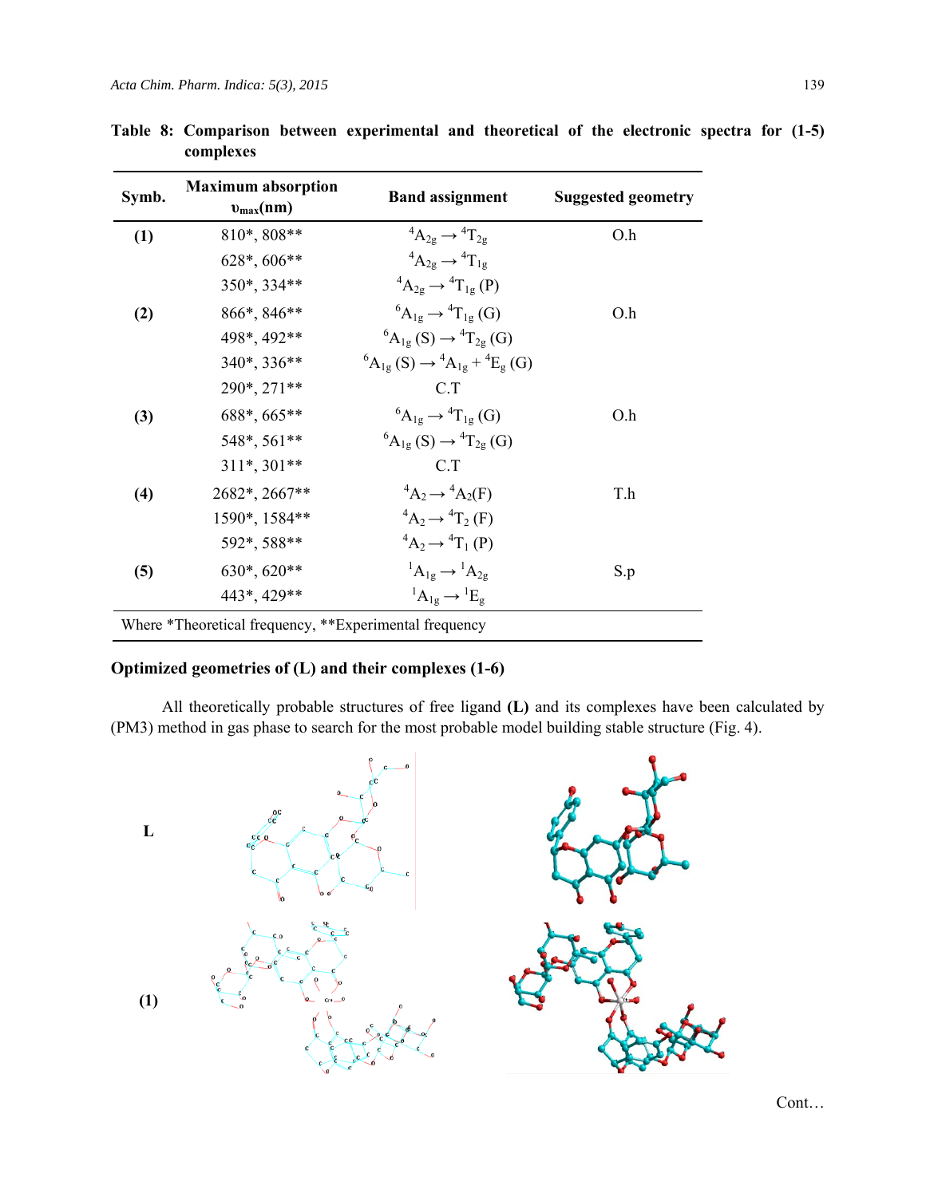**Table 8: Comparison between experimental and theoretical of the electronic spectra for (1-5) complexes**

| Symb. | Maximum absorption $\upsilon_{max}$(nm) | Band assignment | Suggested geometry |
|---|---|---|---|
| **(1)** | 810*, 808** | $^4A_{2g} \rightarrow {}^4T_{2g}$ | O.h |
| | 628*, 606** | $^4A_{2g} \rightarrow {}^4T_{1g}$ | |
| | 350*, 334** | $^4A_{2g} \rightarrow {}^4T_{1g}$ (P) | |
| **(2)** | 866*, 846** | $^6A_{1g} \rightarrow {}^4T_{1g}$ (G) | O.h |
| | 498*, 492** | $^6A_{1g}$ (S) $\rightarrow {}^4T_{2g}$ (G) | |
| | 340*, 336** | $^6A_{1g}$ (S) $\rightarrow {}^4A_{1g} + {}^4E_g$ (G) | |
| | 290*, 271** | C.T | |
| **(3)** | 688*, 665** | $^6A_{1g} \rightarrow {}^4T_{1g}$ (G) | O.h |
| | 548*, 561** | $^6A_{1g}$ (S) $\rightarrow {}^4T_{2g}$ (G) | |
| | 311*, 301** | C.T | |
| **(4)** | 2682*, 2667** | $^4A_2 \rightarrow {}^4A_2$(F) | T.h |
| | 1590*, 1584** | $^4A_2 \rightarrow {}^4T_2$ (F) | |
| | 592*, 588** | $^4A_2 \rightarrow {}^4T_1$ (P) | |
| **(5)** | 630*, 620** | $^1A_{1g} \rightarrow {}^1A_{2g}$ | S.p |
| | 443*, 429** | $^1A_{1g} \rightarrow {}^1E_g$ | |

Where *Theoretical frequency, **Experimental frequency

**Optimized geometries of (L) and their complexes (1-6)**

All theoretically probable structures of free ligand **(L)** and its complexes have been calculated by (PM3) method in gas phase to search for the most probable model building stable structure (Fig. 4).

**L**

**(1)**

Cont…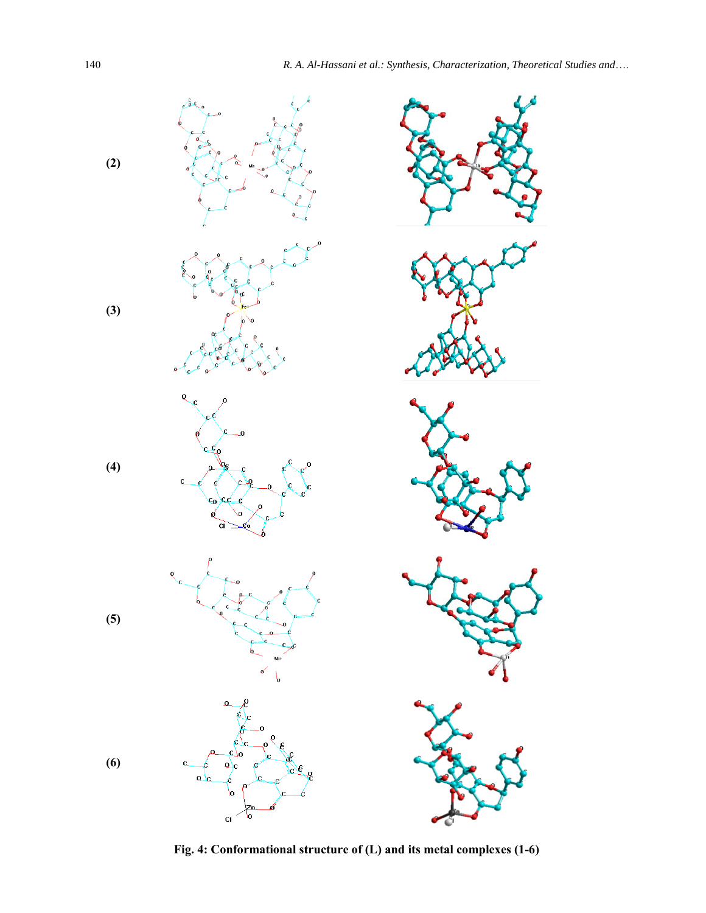(2)

(3)

(4)

(5)

(6)

**Fig. 4: Conformational structure of (L) and its metal complexes (1-6)**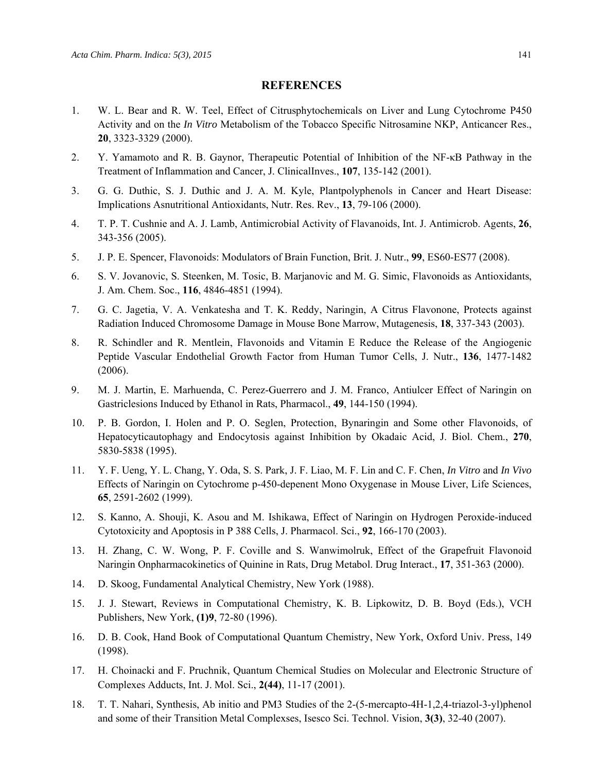## REFERENCES

1. W. L. Bear and R. W. Teel, Effect of Citrusphytochemicals on Liver and Lung Cytochrome P450 Activity and on the *In Vitro* Metabolism of the Tobacco Specific Nitrosamine NKP, Anticancer Res., **20**, 3323-3329 (2000).
2. Y. Yamamoto and R. B. Gaynor, Therapeutic Potential of Inhibition of the NF-κB Pathway in the Treatment of Inflammation and Cancer, J. ClinicalInves., **107**, 135-142 (2001).
3. G. G. Duthic, S. J. Duthic and J. A. M. Kyle, Plantpolyphenols in Cancer and Heart Disease: Implications Asnutritional Antioxidants, Nutr. Res. Rev., **13**, 79-106 (2000).
4. T. P. T. Cushnie and A. J. Lamb, Antimicrobial Activity of Flavanoids, Int. J. Antimicrob. Agents, **26**, 343-356 (2005).
5. J. P. E. Spencer, Flavonoids: Modulators of Brain Function, Brit. J. Nutr., **99**, ES60-ES77 (2008).
6. S. V. Jovanovic, S. Steenken, M. Tosic, B. Marjanovic and M. G. Simic, Flavonoids as Antioxidants, J. Am. Chem. Soc., **116**, 4846-4851 (1994).
7. G. C. Jagetia, V. A. Venkatesha and T. K. Reddy, Naringin, A Citrus Flavonone, Protects against Radiation Induced Chromosome Damage in Mouse Bone Marrow, Mutagenesis, **18**, 337-343 (2003).
8. R. Schindler and R. Mentlein, Flavonoids and Vitamin E Reduce the Release of the Angiogenic Peptide Vascular Endothelial Growth Factor from Human Tumor Cells, J. Nutr., **136**, 1477-1482 (2006).
9. M. J. Martin, E. Marhuenda, C. Perez-Guerrero and J. M. Franco, Antiulcer Effect of Naringin on Gastriclesions Induced by Ethanol in Rats, Pharmacol., **49**, 144-150 (1994).
10. P. B. Gordon, I. Holen and P. O. Seglen, Protection, Bynaringin and Some other Flavonoids, of Hepatocyticautophagy and Endocytosis against Inhibition by Okadaic Acid, J. Biol. Chem., **270**, 5830-5838 (1995).
11. Y. F. Ueng, Y. L. Chang, Y. Oda, S. S. Park, J. F. Liao, M. F. Lin and C. F. Chen, *In Vitro* and *In Vivo* Effects of Naringin on Cytochrome p-450-depenent Mono Oxygenase in Mouse Liver, Life Sciences, **65**, 2591-2602 (1999).
12. S. Kanno, A. Shouji, K. Asou and M. Ishikawa, Effect of Naringin on Hydrogen Peroxide-induced Cytotoxicity and Apoptosis in P 388 Cells, J. Pharmacol. Sci., **92**, 166-170 (2003).
13. H. Zhang, C. W. Wong, P. F. Coville and S. Wanwimolruk, Effect of the Grapefruit Flavonoid Naringin Onpharmacokinetics of Quinine in Rats, Drug Metabol. Drug Interact., **17**, 351-363 (2000).
14. D. Skoog, Fundamental Analytical Chemistry, New York (1988).
15. J. J. Stewart, Reviews in Computational Chemistry, K. B. Lipkowitz, D. B. Boyd (Eds.), VCH Publishers, New York, **(1)9**, 72-80 (1996).
16. D. B. Cook, Hand Book of Computational Quantum Chemistry, New York, Oxford Univ. Press, 149 (1998).
17. H. Choinacki and F. Pruchnik, Quantum Chemical Studies on Molecular and Electronic Structure of Complexes Adducts, Int. J. Mol. Sci., **2(44)**, 11-17 (2001).
18. T. T. Nahari, Synthesis, Ab initio and PM3 Studies of the 2-(5-mercapto-4H-1,2,4-triazol-3-yl)phenol and some of their Transition Metal Complexses, Isesco Sci. Technol. Vision, **3(3)**, 32-40 (2007).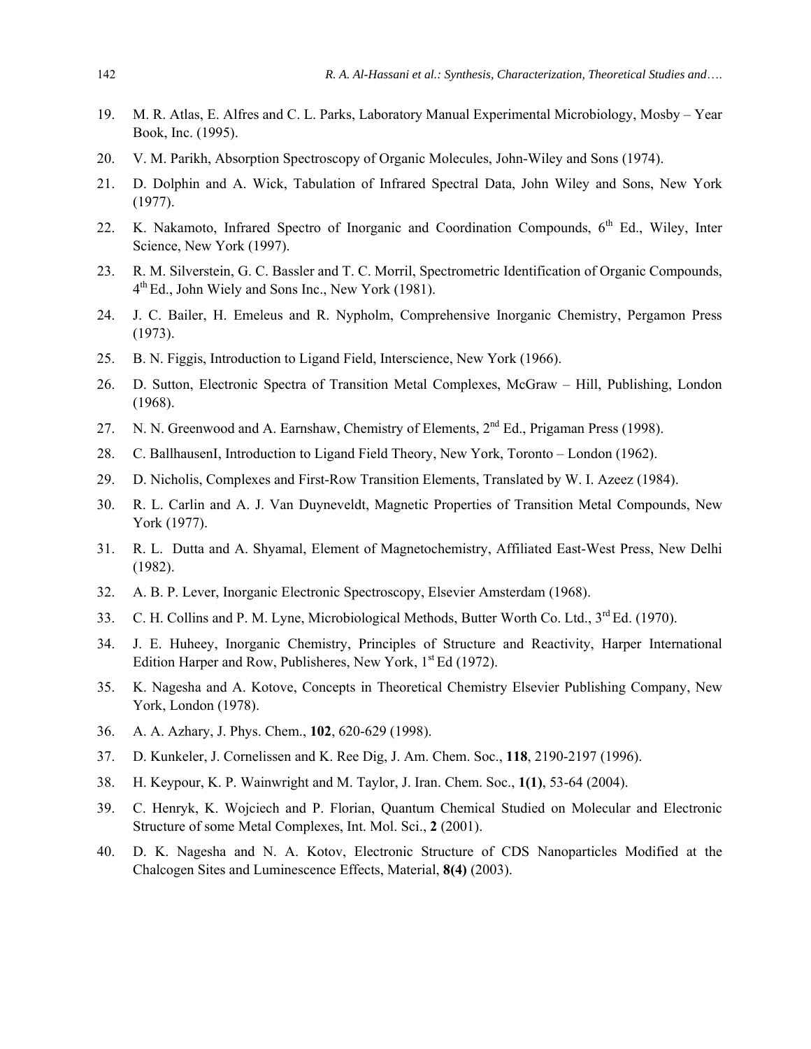19. M. R. Atlas, E. Alfres and C. L. Parks, Laboratory Manual Experimental Microbiology, Mosby – Year Book, Inc. (1995).
20. V. M. Parikh, Absorption Spectroscopy of Organic Molecules, John-Wiley and Sons (1974).
21. D. Dolphin and A. Wick, Tabulation of Infrared Spectral Data, John Wiley and Sons, New York (1977).
22. K. Nakamoto, Infrared Spectro of Inorganic and Coordination Compounds, 6th Ed., Wiley, Inter Science, New York (1997).
23. R. M. Silverstein, G. C. Bassler and T. C. Morril, Spectrometric Identification of Organic Compounds, 4th Ed., John Wiely and Sons Inc., New York (1981).
24. J. C. Bailer, H. Emeleus and R. Nypholm, Comprehensive Inorganic Chemistry, Pergamon Press (1973).
25. B. N. Figgis, Introduction to Ligand Field, Interscience, New York (1966).
26. D. Sutton, Electronic Spectra of Transition Metal Complexes, McGraw – Hill, Publishing, London (1968).
27. N. N. Greenwood and A. Earnshaw, Chemistry of Elements, 2nd Ed., Prigaman Press (1998).
28. C. BallhausenI, Introduction to Ligand Field Theory, New York, Toronto – London (1962).
29. D. Nicholis, Complexes and First-Row Transition Elements, Translated by W. I. Azeez (1984).
30. R. L. Carlin and A. J. Van Duyneveldt, Magnetic Properties of Transition Metal Compounds, New York (1977).
31. R. L. Dutta and A. Shyamal, Element of Magnetochemistry, Affiliated East-West Press, New Delhi (1982).
32. A. B. P. Lever, Inorganic Electronic Spectroscopy, Elsevier Amsterdam (1968).
33. C. H. Collins and P. M. Lyne, Microbiological Methods, Butter Worth Co. Ltd., 3rd Ed. (1970).
34. J. E. Huheey, Inorganic Chemistry, Principles of Structure and Reactivity, Harper International Edition Harper and Row, Publisheres, New York, 1st Ed (1972).
35. K. Nagesha and A. Kotove, Concepts in Theoretical Chemistry Elsevier Publishing Company, New York, London (1978).
36. A. A. Azhary, J. Phys. Chem., **102**, 620-629 (1998).
37. D. Kunkeler, J. Cornelissen and K. Ree Dig, J. Am. Chem. Soc., **118**, 2190-2197 (1996).
38. H. Keypour, K. P. Wainwright and M. Taylor, J. Iran. Chem. Soc., **1(1)**, 53-64 (2004).
39. C. Henryk, K. Wojciech and P. Florian, Quantum Chemical Studied on Molecular and Electronic Structure of some Metal Complexes, Int. Mol. Sci., **2** (2001).
40. D. K. Nagesha and N. A. Kotov, Electronic Structure of CDS Nanoparticles Modified at the Chalcogen Sites and Luminescence Effects, Material, **8(4)** (2003).